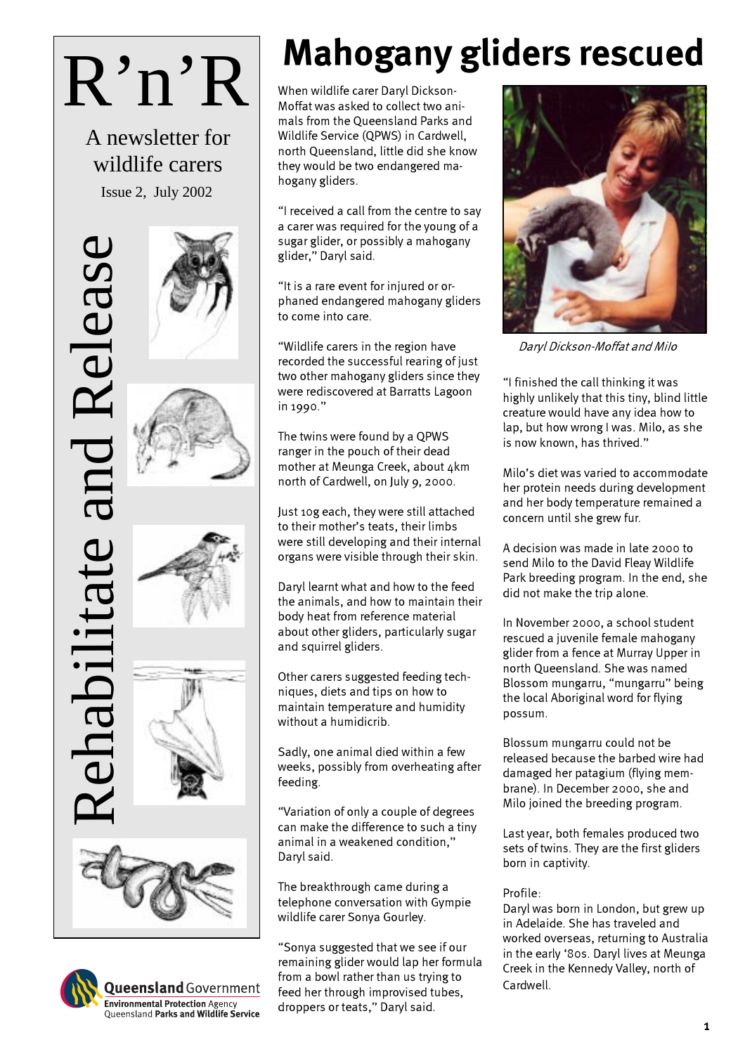# R'n'R

A newsletter for wildlife carers

Issue 2, July 2002

Rehabilitate and Release

# Mahogany gliders rescued

When wildlife carer Daryl Dickson-Moffat was asked to collect two animals from the Queensland Parks and Wildlife Service (QPWS) in Cardwell, north Queensland, little did she know they would be two endangered mahogany gliders.

"I received a call from the centre to say a carer was required for the young of a sugar glider, or possibly a mahogany glider," Daryl said.

"It is a rare event for injured or orphaned endangered mahogany gliders to come into care.

"Wildlife carers in the region have recorded the successful rearing of just two other mahogany gliders since they were rediscovered at Barratts Lagoon in 1990."

The twins were found by a QPWS ranger in the pouch of their dead mother at Meunga Creek, about 4km north of Cardwell, on July 9, 2000.

Just 10g each, they were still attached to their mother's teats, their limbs were still developing and their internal organs were visible through their skin.

Daryl learnt what and how to the feed the animals, and how to maintain their body heat from reference material about other gliders, particularly sugar and squirrel gliders.

Other carers suggested feeding techniques, diets and tips on how to maintain temperature and humidity without a humidicrib.

Sadly, one animal died within a few weeks, possibly from overheating after feeding.

"Variation of only a couple of degrees can make the difference to such a tiny animal in a weakened condition," Daryl said.

The breakthrough came during a telephone conversation with Gympie wildlife carer Sonya Gourley.

"Sonya suggested that we see if our remaining glider would lap her formula from a bowl rather than us trying to feed her through improvised tubes, droppers or teats," Daryl said.

*Daryl Dickson-Moffat and Milo*

"I finished the call thinking it was highly unlikely that this tiny, blind little creature would have any idea how to lap, but how wrong I was. Milo, as she is now known, has thrived."

Milo's diet was varied to accommodate her protein needs during development and her body temperature remained a concern until she grew fur.

A decision was made in late 2000 to send Milo to the David Fleay Wildlife Park breeding program. In the end, she did not make the trip alone.

In November 2000, a school student rescued a juvenile female mahogany glider from a fence at Murray Upper in north Queensland. She was named Blossom mungarru, "mungarru" being the local Aboriginal word for flying possum.

Blossom mungarru could not be released because the barbed wire had damaged her patagium (flying membrane). In December 2000, she and Milo joined the breeding program.

Last year, both females produced two sets of twins. They are the first gliders born in captivity.

Profile:
Daryl was born in London, but grew up in Adelaide. She has traveled and worked overseas, returning to Australia in the early '80s. Daryl lives at Meunga Creek in the Kennedy Valley, north of Cardwell.

Queensland Government
Environmental Protection Agency
Queensland Parks and Wildlife Service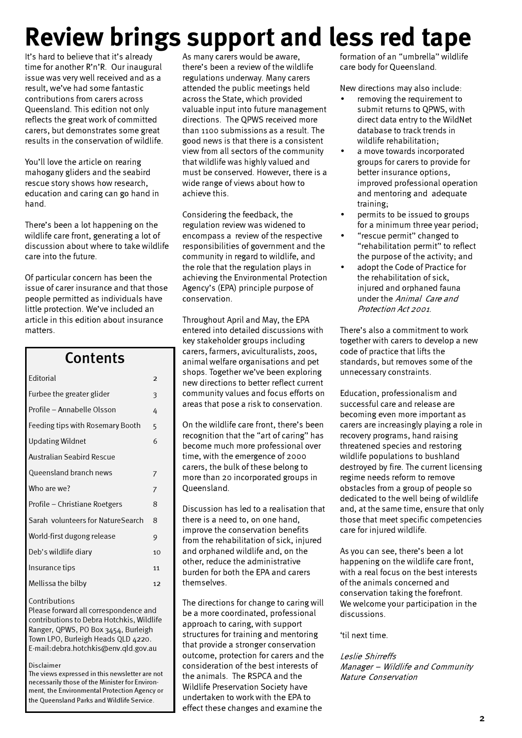# Review brings support and less red tape

It's hard to believe that it's already time for another R'n'R. Our inaugural issue was very well received and as a result, we've had some fantastic contributions from carers across Queensland. This edition not only reflects the great work of committed carers, but demonstrates some great results in the conservation of wildlife.

You'll love the article on rearing mahogany gliders and the seabird rescue story shows how research, education and caring can go hand in hand.

There's been a lot happening on the wildlife care front, generating a lot of discussion about where to take wildlife care into the future.

Of particular concern has been the issue of carer insurance and that those people permitted as individuals have little protection. We've included an article in this edition about insurance matters.

## Contents

| | |
|---|---|
| Editorial | 2 |
| Furbee the greater glider | 3 |
| Profile – Annabelle Olsson | 4 |
| Feeding tips with Rosemary Booth | 5 |
| Updating Wildnet | 6 |
| Australian Seabird Rescue | |
| Queensland branch news | 7 |
| Who are we? | 7 |
| Profile – Christiane Roetgers | 8 |
| Sarah volunteers for NatureSearch | 8 |
| World-first dugong release | 9 |
| Deb's wildlife diary | 10 |
| Insurance tips | 11 |
| Mellissa the bilby | 12 |

Contributions

Please forward all correspondence and contributions to Debra Hotchkis, Wildlife Ranger, QPWS, PO Box 3454, Burleigh Town LPO, Burleigh Heads QLD 4220. E-mail:debra.hotchkis@env.qld.gov.au

Disclaimer

The views expressed in this newsletter are not necessarily those of the Minister for Environment, the Environmental Protection Agency or the Queensland Parks and Wildlife Service.

As many carers would be aware, there's been a review of the wildlife regulations underway. Many carers attended the public meetings held across the State, which provided valuable input into future management directions. The QPWS received more than 1100 submissions as a result. The good news is that there is a consistent view from all sectors of the community that wildlife was highly valued and must be conserved. However, there is a wide range of views about how to achieve this.

Considering the feedback, the regulation review was widened to encompass a review of the respective responsibilities of government and the community in regard to wildlife, and the role that the regulation plays in achieving the Environmental Protection Agency's (EPA) principle purpose of conservation.

Throughout April and May, the EPA entered into detailed discussions with key stakeholder groups including carers, farmers, aviculturalists, zoos, animal welfare organisations and pet shops. Together we've been exploring new directions to better reflect current community values and focus efforts on areas that pose a risk to conservation.

On the wildlife care front, there's been recognition that the "art of caring" has become much more professional over time, with the emergence of 2000 carers, the bulk of these belong to more than 20 incorporated groups in Queensland.

Discussion has led to a realisation that there is a need to, on one hand, improve the conservation benefits from the rehabilitation of sick, injured and orphaned wildlife and, on the other, reduce the administrative burden for both the EPA and carers themselves.

The directions for change to caring will be a more coordinated, professional approach to caring, with support structures for training and mentoring that provide a stronger conservation outcome, protection for carers and the consideration of the best interests of the animals. The RSPCA and the Wildlife Preservation Society have undertaken to work with the EPA to effect these changes and examine the formation of an "umbrella" wildlife care body for Queensland.

New directions may also include:

- removing the requirement to submit returns to QPWS, with direct data entry to the WildNet database to track trends in wildlife rehabilitation;
- a move towards incorporated groups for carers to provide for better insurance options, improved professional operation and mentoring and adequate training;
- permits to be issued to groups for a minimum three year period;
- "rescue permit" changed to "rehabilitation permit" to reflect the purpose of the activity; and
- adopt the Code of Practice for the rehabilitation of sick, injured and orphaned fauna under the *Animal Care and Protection Act 2001*.

There's also a commitment to work together with carers to develop a new code of practice that lifts the standards, but removes some of the unnecessary constraints.

Education, professionalism and successful care and release are becoming even more important as carers are increasingly playing a role in recovery programs, hand raising threatened species and restoring wildlife populations to bushland destroyed by fire. The current licensing regime needs reform to remove obstacles from a group of people so dedicated to the well being of wildlife and, at the same time, ensure that only those that meet specific competencies care for injured wildlife.

As you can see, there's been a lot happening on the wildlife care front, with a real focus on the best interests of the animals concerned and conservation taking the forefront. We welcome your participation in the discussions.

'til next time.

*Leslie Shirreffs*
*Manager – Wildlife and Community Nature Conservation*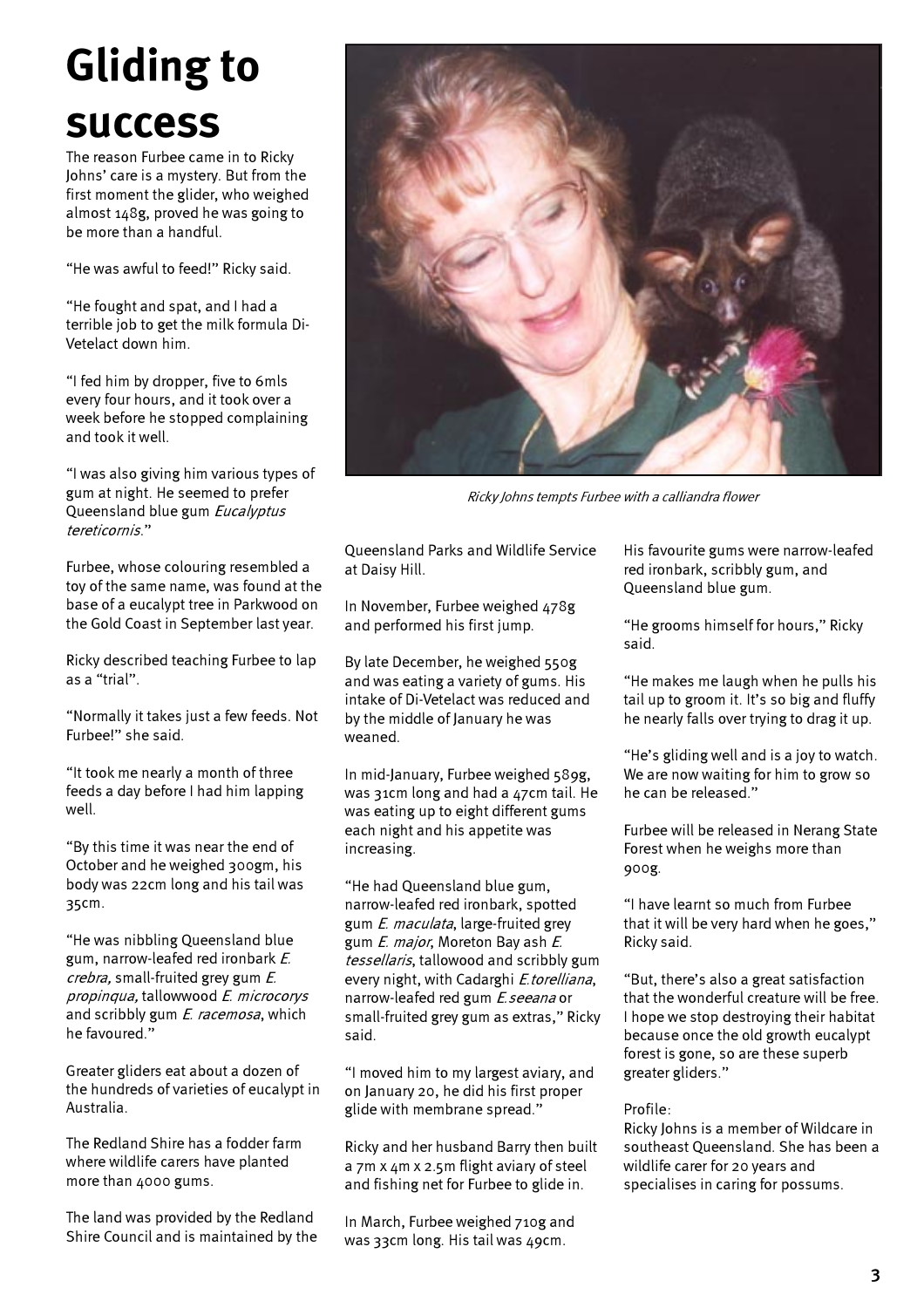# Gliding to success

The reason Furbee came in to Ricky Johns' care is a mystery. But from the first moment the glider, who weighed almost 148g, proved he was going to be more than a handful.

"He was awful to feed!" Ricky said.

"He fought and spat, and I had a terrible job to get the milk formula Di-Vetelact down him.

"I fed him by dropper, five to 6mls every four hours, and it took over a week before he stopped complaining and took it well.

"I was also giving him various types of gum at night. He seemed to prefer Queensland blue gum *Eucalyptus tereticornis*."

Furbee, whose colouring resembled a toy of the same name, was found at the base of a eucalypt tree in Parkwood on the Gold Coast in September last year.

Ricky described teaching Furbee to lap as a "trial".

"Normally it takes just a few feeds. Not Furbee!" she said.

"It took me nearly a month of three feeds a day before I had him lapping well.

"By this time it was near the end of October and he weighed 300gm, his body was 22cm long and his tail was 35cm.

"He was nibbling Queensland blue gum, narrow-leafed red ironbark *E. crebra,* small-fruited grey gum *E. propinqua,* tallowwood *E. microcorys* and scribbly gum *E. racemosa*, which he favoured."

Greater gliders eat about a dozen of the hundreds of varieties of eucalypt in Australia.

The Redland Shire has a fodder farm where wildlife carers have planted more than 4000 gums.

The land was provided by the Redland Shire Council and is maintained by the Queensland Parks and Wildlife Service at Daisy Hill.

Ricky Johns tempts Furbee with a calliandra flower

In November, Furbee weighed 478g and performed his first jump.

By late December, he weighed 550g and was eating a variety of gums. His intake of Di-Vetelact was reduced and by the middle of January he was weaned.

In mid-January, Furbee weighed 589g, was 31cm long and had a 47cm tail. He was eating up to eight different gums each night and his appetite was increasing.

"He had Queensland blue gum, narrow-leafed red ironbark, spotted gum *E. maculata*, large-fruited grey gum *E. major*, Moreton Bay ash *E. tessellaris*, tallowood and scribbly gum every night, with Cadarghi *E.torelliana*, narrow-leafed red gum *E.seeana* or small-fruited grey gum as extras," Ricky said.

"I moved him to my largest aviary, and on January 20, he did his first proper glide with membrane spread."

Ricky and her husband Barry then built a 7m x 4m x 2.5m flight aviary of steel and fishing net for Furbee to glide in.

In March, Furbee weighed 710g and was 33cm long. His tail was 49cm.

His favourite gums were narrow-leafed red ironbark, scribbly gum, and Queensland blue gum.

"He grooms himself for hours," Ricky said.

"He makes me laugh when he pulls his tail up to groom it. It's so big and fluffy he nearly falls over trying to drag it up.

"He's gliding well and is a joy to watch. We are now waiting for him to grow so he can be released."

Furbee will be released in Nerang State Forest when he weighs more than 900g.

"I have learnt so much from Furbee that it will be very hard when he goes," Ricky said.

"But, there's also a great satisfaction that the wonderful creature will be free. I hope we stop destroying their habitat because once the old growth eucalypt forest is gone, so are these superb greater gliders."

Profile:
Ricky Johns is a member of Wildcare in southeast Queensland. She has been a wildlife carer for 20 years and specialises in caring for possums.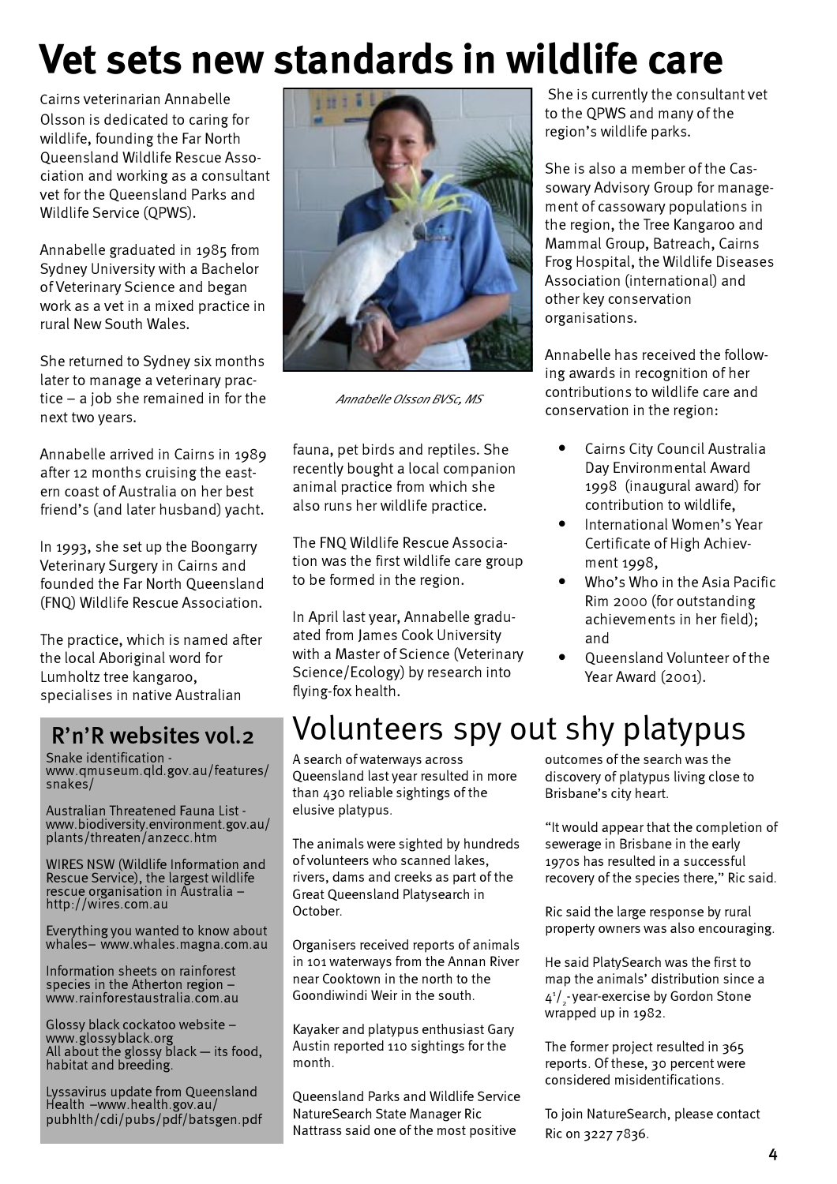# Vet sets new standards in wildlife care

Cairns veterinarian Annabelle Olsson is dedicated to caring for wildlife, founding the Far North Queensland Wildlife Rescue Association and working as a consultant vet for the Queensland Parks and Wildlife Service (QPWS).

Annabelle graduated in 1985 from Sydney University with a Bachelor of Veterinary Science and began work as a vet in a mixed practice in rural New South Wales.

She returned to Sydney six months later to manage a veterinary practice – a job she remained in for the next two years.

Annabelle arrived in Cairns in 1989 after 12 months cruising the eastern coast of Australia on her best friend's (and later husband) yacht.

In 1993, she set up the Boongarry Veterinary Surgery in Cairns and founded the Far North Queensland (FNQ) Wildlife Rescue Association.

The practice, which is named after the local Aboriginal word for Lumholtz tree kangaroo, specialises in native Australian fauna, pet birds and reptiles. She recently bought a local companion animal practice from which she also runs her wildlife practice.

*Annabelle Olsson BVSc, MS*

The FNQ Wildlife Rescue Association was the first wildlife care group to be formed in the region.

In April last year, Annabelle graduated from James Cook University with a Master of Science (Veterinary Science/Ecology) by research into flying-fox health.

She is currently the consultant vet to the QPWS and many of the region's wildlife parks.

She is also a member of the Cassowary Advisory Group for management of cassowary populations in the region, the Tree Kangaroo and Mammal Group, Batreach, Cairns Frog Hospital, the Wildlife Diseases Association (international) and other key conservation organisations.

Annabelle has received the following awards in recognition of her contributions to wildlife care and conservation in the region:

- Cairns City Council Australia Day Environmental Award 1998 (inaugural award) for contribution to wildlife,
- International Women's Year Certificate of High Achievment 1998,
- Who's Who in the Asia Pacific Rim 2000 (for outstanding achievements in her field); and
- Queensland Volunteer of the Year Award (2001).

## R'n'R websites vol.2

Snake identification - www.qmuseum.qld.gov.au/features/snakes/

Australian Threatened Fauna List - www.biodiversity.environment.gov.au/plants/threaten/anzecc.htm

WIRES NSW (Wildlife Information and Rescue Service), the largest wildlife rescue organisation in Australia – http://wires.com.au

Everything you wanted to know about whales– www.whales.magna.com.au

Information sheets on rainforest species in the Atherton region – www.rainforestaustralia.com.au

Glossy black cockatoo website – www.glossyblack.org
All about the glossy black — its food, habitat and breeding.

Lyssavirus update from Queensland Health –www.health.gov.au/pubhlth/cdi/pubs/pdf/batsgen.pdf

# Volunteers spy out shy platypus

A search of waterways across Queensland last year resulted in more than 430 reliable sightings of the elusive platypus.

The animals were sighted by hundreds of volunteers who scanned lakes, rivers, dams and creeks as part of the Great Queensland Platysearch in October.

Organisers received reports of animals in 101 waterways from the Annan River near Cooktown in the north to the Goondiwindi Weir in the south.

Kayaker and platypus enthusiast Gary Austin reported 110 sightings for the month.

Queensland Parks and Wildlife Service NatureSearch State Manager Ric Nattrass said one of the most positive outcomes of the search was the discovery of platypus living close to Brisbane's city heart.

"It would appear that the completion of sewerage in Brisbane in the early 1970s has resulted in a successful recovery of the species there," Ric said.

Ric said the large response by rural property owners was also encouraging.

He said PlatySearch was the first to map the animals' distribution since a 4 1/2-year-exercise by Gordon Stone wrapped up in 1982.

The former project resulted in 365 reports. Of these, 30 percent were considered misidentifications.

To join NatureSearch, please contact Ric on 3227 7836.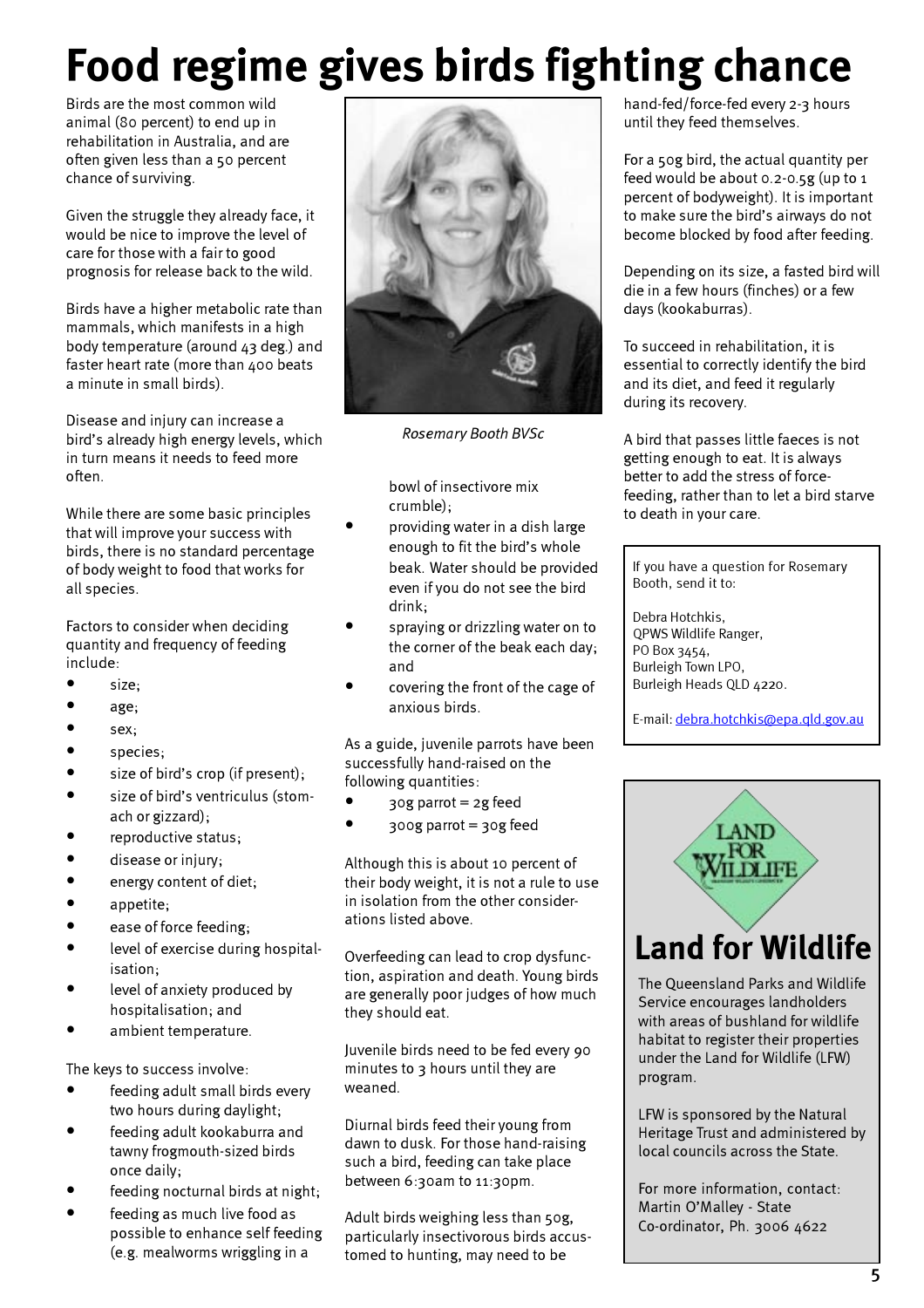# Food regime gives birds fighting chance

Birds are the most common wild animal (80 percent) to end up in rehabilitation in Australia, and are often given less than a 50 percent chance of surviving.

Given the struggle they already face, it would be nice to improve the level of care for those with a fair to good prognosis for release back to the wild.

Birds have a higher metabolic rate than mammals, which manifests in a high body temperature (around 43 deg.) and faster heart rate (more than 400 beats a minute in small birds).

Disease and injury can increase a bird's already high energy levels, which in turn means it needs to feed more often.

While there are some basic principles that will improve your success with birds, there is no standard percentage of body weight to food that works for all species.

Factors to consider when deciding quantity and frequency of feeding include:

- size;
- age;
- sex;
- species;
- size of bird's crop (if present);
- size of bird's ventriculus (stomach or gizzard);
- reproductive status;
- disease or injury;
- energy content of diet;
- appetite;
- ease of force feeding;
- level of exercise during hospitalisation;
- level of anxiety produced by hospitalisation; and
- ambient temperature.

The keys to success involve:

- feeding adult small birds every two hours during daylight;
- feeding adult kookaburra and tawny frogmouth-sized birds once daily;
- feeding nocturnal birds at night;
- feeding as much live food as possible to enhance self feeding (e.g. mealworms wriggling in a bowl of insectivore mix crumble);
- providing water in a dish large enough to fit the bird's whole beak. Water should be provided even if you do not see the bird drink;
- spraying or drizzling water on to the corner of the beak each day; and
- covering the front of the cage of anxious birds.

*Rosemary Booth BVSc*

As a guide, juvenile parrots have been successfully hand-raised on the following quantities:

- 30g parrot = 2g feed
- 300g parrot = 30g feed

Although this is about 10 percent of their body weight, it is not a rule to use in isolation from the other considerations listed above.

Overfeeding can lead to crop dysfunction, aspiration and death. Young birds are generally poor judges of how much they should eat.

Juvenile birds need to be fed every 90 minutes to 3 hours until they are weaned.

Diurnal birds feed their young from dawn to dusk. For those hand-raising such a bird, feeding can take place between 6:30am to 11:30pm.

Adult birds weighing less than 50g, particularly insectivorous birds accustomed to hunting, may need to be hand-fed/force-fed every 2-3 hours until they feed themselves.

For a 50g bird, the actual quantity per feed would be about 0.2-0.5g (up to 1 percent of bodyweight). It is important to make sure the bird's airways do not become blocked by food after feeding.

Depending on its size, a fasted bird will die in a few hours (finches) or a few days (kookaburras).

To succeed in rehabilitation, it is essential to correctly identify the bird and its diet, and feed it regularly during its recovery.

A bird that passes little faeces is not getting enough to eat. It is always better to add the stress of force-feeding, rather than to let a bird starve to death in your care.

If you have a question for Rosemary Booth, send it to:

Debra Hotchkis,
QPWS Wildlife Ranger,
PO Box 3454,
Burleigh Town LPO,
Burleigh Heads QLD 4220.

E-mail: debra.hotchkis@epa.qld.gov.au

## Land for Wildlife

The Queensland Parks and Wildlife Service encourages landholders with areas of bushland for wildlife habitat to register their properties under the Land for Wildlife (LFW) program.

LFW is sponsored by the Natural Heritage Trust and administered by local councils across the State.

For more information, contact:
Martin O'Malley - State Co-ordinator, Ph. 3006 4622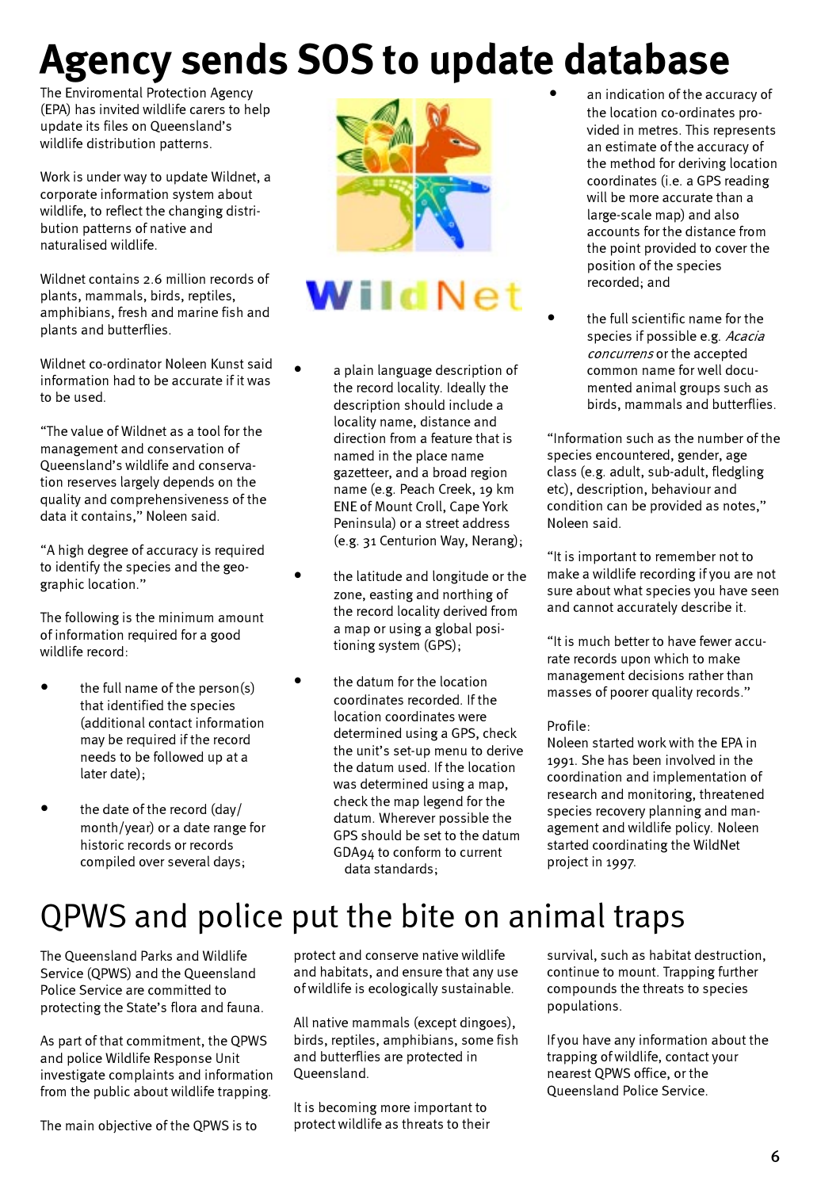# Agency sends SOS to update database

The Enviromental Protection Agency (EPA) has invited wildlife carers to help update its files on Queensland's wildlife distribution patterns.

Work is under way to update Wildnet, a corporate information system about wildlife, to reflect the changing distribution patterns of native and naturalised wildlife.

Wildnet contains 2.6 million records of plants, mammals, birds, reptiles, amphibians, fresh and marine fish and plants and butterflies.

Wildnet co-ordinator Noleen Kunst said information had to be accurate if it was to be used.

"The value of Wildnet as a tool for the management and conservation of Queensland's wildlife and conservation reserves largely depends on the quality and comprehensiveness of the data it contains," Noleen said.

"A high degree of accuracy is required to identify the species and the geographic location."

The following is the minimum amount of information required for a good wildlife record:

- the full name of the person(s) that identified the species (additional contact information may be required if the record needs to be followed up at a later date);
- the date of the record (day/month/year) or a date range for historic records or records compiled over several days;
- a plain language description of the record locality. Ideally the description should include a locality name, distance and direction from a feature that is named in the place name gazetteer, and a broad region name (e.g. Peach Creek, 19 km ENE of Mount Croll, Cape York Peninsula) or a street address (e.g. 31 Centurion Way, Nerang);
- the latitude and longitude or the zone, easting and northing of the record locality derived from a map or using a global positioning system (GPS);
- the datum for the location coordinates recorded. If the location coordinates were determined using a GPS, check the unit's set-up menu to derive the datum used. If the location was determined using a map, check the map legend for the datum. Wherever possible the GPS should be set to the datum GDA94 to conform to current data standards;
- an indication of the accuracy of the location co-ordinates provided in metres. This represents an estimate of the accuracy of the method for deriving location coordinates (i.e. a GPS reading will be more accurate than a large-scale map) and also accounts for the distance from the point provided to cover the position of the species recorded; and
- the full scientific name for the species if possible e.g. *Acacia concurrens* or the accepted common name for well documented animal groups such as birds, mammals and butterflies.

"Information such as the number of the species encountered, gender, age class (e.g. adult, sub-adult, fledgling etc), description, behaviour and condition can be provided as notes," Noleen said.

"It is important to remember not to make a wildlife recording if you are not sure about what species you have seen and cannot accurately describe it.

"It is much better to have fewer accurate records upon which to make management decisions rather than masses of poorer quality records."

Profile:
Noleen started work with the EPA in 1991. She has been involved in the coordination and implementation of research and monitoring, threatened species recovery planning and management and wildlife policy. Noleen started coordinating the WildNet project in 1997.

# QPWS and police put the bite on animal traps

The Queensland Parks and Wildlife Service (QPWS) and the Queensland Police Service are committed to protecting the State's flora and fauna.

As part of that commitment, the QPWS and police Wildlife Response Unit investigate complaints and information from the public about wildlife trapping.

The main objective of the QPWS is to protect and conserve native wildlife and habitats, and ensure that any use of wildlife is ecologically sustainable.

All native mammals (except dingoes), birds, reptiles, amphibians, some fish and butterflies are protected in Queensland.

It is becoming more important to protect wildlife as threats to their survival, such as habitat destruction, continue to mount. Trapping further compounds the threats to species populations.

If you have any information about the trapping of wildlife, contact your nearest QPWS office, or the Queensland Police Service.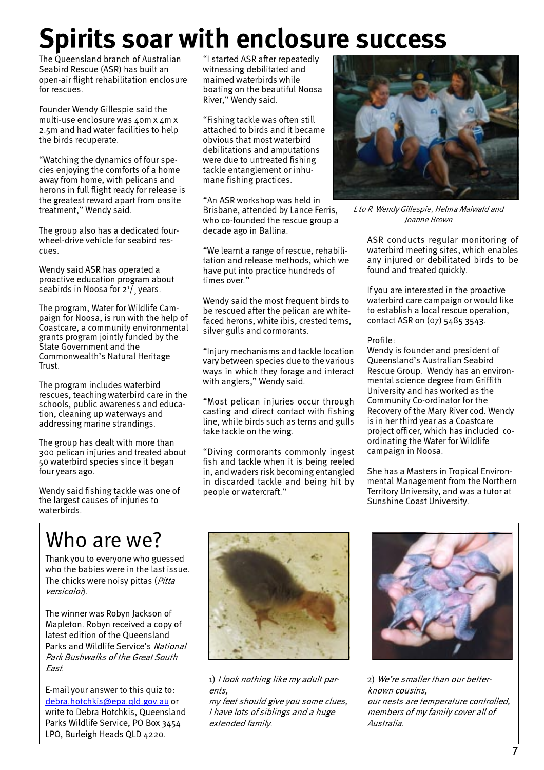# Spirits soar with enclosure success

The Queensland branch of Australian Seabird Rescue (ASR) has built an open-air flight rehabilitation enclosure for rescues.

Founder Wendy Gillespie said the multi-use enclosure was 40m x 4m x 2.5m and had water facilities to help the birds recuperate.

"Watching the dynamics of four species enjoying the comforts of a home away from home, with pelicans and herons in full flight ready for release is the greatest reward apart from onsite treatment," Wendy said.

The group also has a dedicated four-wheel-drive vehicle for seabird rescues.

Wendy said ASR has operated a proactive education program about seabirds in Noosa for 2½ years.

The program, Water for Wildlife Campaign for Noosa, is run with the help of Coastcare, a community environmental grants program jointly funded by the State Government and the Commonwealth's Natural Heritage Trust.

The program includes waterbird rescues, teaching waterbird care in the schools, public awareness and education, cleaning up waterways and addressing marine strandings.

The group has dealt with more than 300 pelican injuries and treated about 50 waterbird species since it began four years ago.

Wendy said fishing tackle was one of the largest causes of injuries to waterbirds.

"I started ASR after repeatedly witnessing debilitated and maimed waterbirds while boating on the beautiful Noosa River," Wendy said.

"Fishing tackle was often still attached to birds and it became obvious that most waterbird debilitations and amputations were due to untreated fishing tackle entanglement or inhumane fishing practices.

"An ASR workshop was held in Brisbane, attended by Lance Ferris, who co-founded the rescue group a decade ago in Ballina.

"We learnt a range of rescue, rehabilitation and release methods, which we have put into practice hundreds of times over."

Wendy said the most frequent birds to be rescued after the pelican are white-faced herons, white ibis, crested terns, silver gulls and cormorants.

"Injury mechanisms and tackle location vary between species due to the various ways in which they forage and interact with anglers," Wendy said.

"Most pelican injuries occur through casting and direct contact with fishing line, while birds such as terns and gulls take tackle on the wing.

"Diving cormorants commonly ingest fish and tackle when it is being reeled in, and waders risk becoming entangled in discarded tackle and being hit by people or watercraft."

*L to R Wendy Gillespie, Helma Maiwald and Joanne Brown*

ASR conducts regular monitoring of waterbird meeting sites, which enables any injured or debilitated birds to be found and treated quickly.

If you are interested in the proactive waterbird care campaign or would like to establish a local rescue operation, contact ASR on (07) 5485 3543.

Profile:
Wendy is founder and president of Queensland's Australian Seabird Rescue Group. Wendy has an environmental science degree from Griffith University and has worked as the Community Co-ordinator for the Recovery of the Mary River cod. Wendy is in her third year as a Coastcare project officer, which has included co-ordinating the Water for Wildlife campaign in Noosa.

She has a Masters in Tropical Environmental Management from the Northern Territory University, and was a tutor at Sunshine Coast University.

## Who are we?

Thank you to everyone who guessed who the babies were in the last issue. The chicks were noisy pittas (*Pitta versicolor*).

The winner was Robyn Jackson of Mapleton. Robyn received a copy of latest edition of the Queensland Parks and Wildlife Service's *National Park Bushwalks of the Great South East*.

E-mail your answer to this quiz to: debra.hotchkis@epa.qld.gov.au or write to Debra Hotchkis, Queensland Parks Wildlife Service, PO Box 3454 LPO, Burleigh Heads QLD 4220.

1) *I look nothing like my adult parents, my feet should give you some clues, I have lots of siblings and a huge extended family.*

2) *We're smaller than our better-known cousins, our nests are temperature controlled, members of my family cover all of Australia.*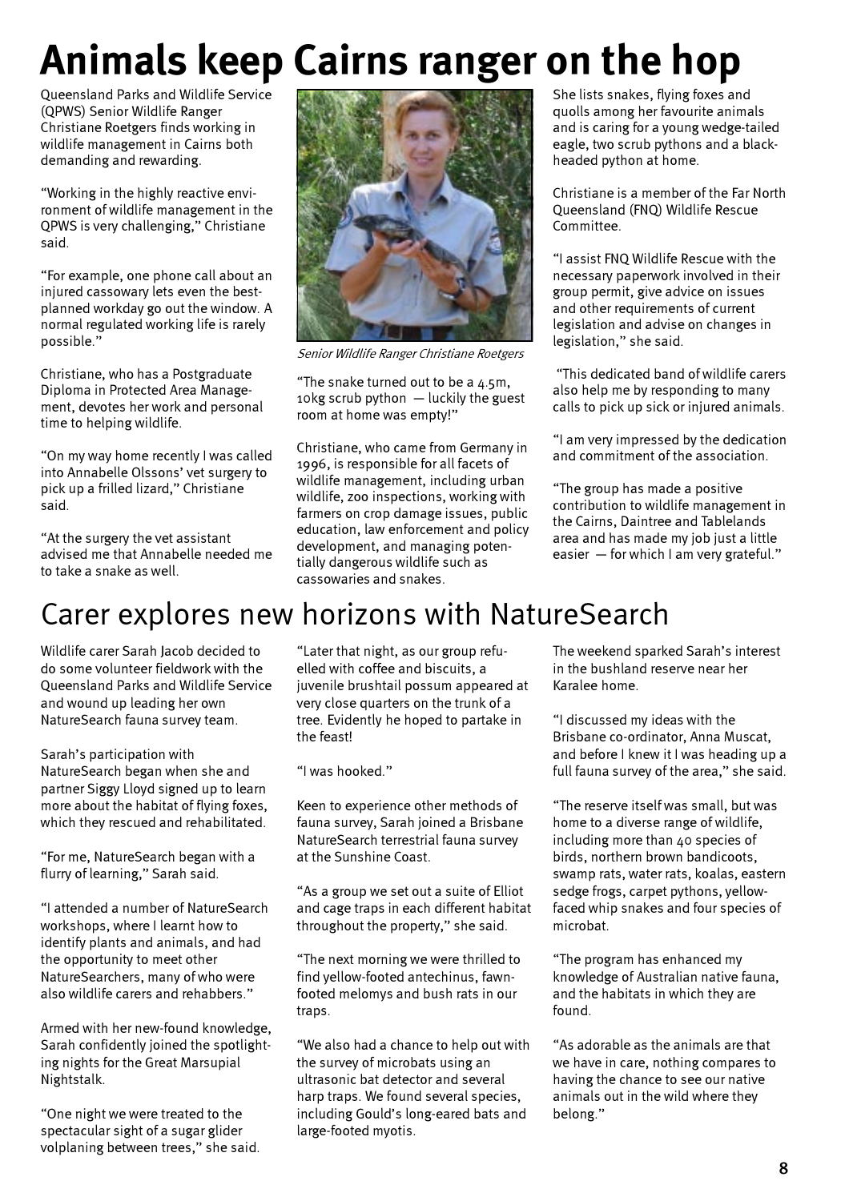# Animals keep Cairns ranger on the hop

Queensland Parks and Wildlife Service (QPWS) Senior Wildlife Ranger Christiane Roetgers finds working in wildlife management in Cairns both demanding and rewarding.

"Working in the highly reactive environment of wildlife management in the QPWS is very challenging," Christiane said.

"For example, one phone call about an injured cassowary lets even the best-planned workday go out the window. A normal regulated working life is rarely possible."

Christiane, who has a Postgraduate Diploma in Protected Area Management, devotes her work and personal time to helping wildlife.

"On my way home recently I was called into Annabelle Olssons' vet surgery to pick up a frilled lizard," Christiane said.

"At the surgery the vet assistant advised me that Annabelle needed me to take a snake as well.

*Senior Wildlife Ranger Christiane Roetgers*

"The snake turned out to be a 4.5m, 10kg scrub python — luckily the guest room at home was empty!"

Christiane, who came from Germany in 1996, is responsible for all facets of wildlife management, including urban wildlife, zoo inspections, working with farmers on crop damage issues, public education, law enforcement and policy development, and managing potentially dangerous wildlife such as cassowaries and snakes.

She lists snakes, flying foxes and quolls among her favourite animals and is caring for a young wedge-tailed eagle, two scrub pythons and a black-headed python at home.

Christiane is a member of the Far North Queensland (FNQ) Wildlife Rescue Committee.

"I assist FNQ Wildlife Rescue with the necessary paperwork involved in their group permit, give advice on issues and other requirements of current legislation and advise on changes in legislation," she said.

"This dedicated band of wildlife carers also help me by responding to many calls to pick up sick or injured animals.

"I am very impressed by the dedication and commitment of the association.

"The group has made a positive contribution to wildlife management in the Cairns, Daintree and Tablelands area and has made my job just a little easier — for which I am very grateful."

# Carer explores new horizons with NatureSearch

Wildlife carer Sarah Jacob decided to do some volunteer fieldwork with the Queensland Parks and Wildlife Service and wound up leading her own NatureSearch fauna survey team.

Sarah's participation with NatureSearch began when she and partner Siggy Lloyd signed up to learn more about the habitat of flying foxes, which they rescued and rehabilitated.

"For me, NatureSearch began with a flurry of learning," Sarah said.

"I attended a number of NatureSearch workshops, where I learnt how to identify plants and animals, and had the opportunity to meet other NatureSearchers, many of who were also wildlife carers and rehabbers."

Armed with her new-found knowledge, Sarah confidently joined the spotlighting nights for the Great Marsupial Nightstalk.

"One night we were treated to the spectacular sight of a sugar glider volplaning between trees," she said.

"Later that night, as our group refuelled with coffee and biscuits, a juvenile brushtail possum appeared at very close quarters on the trunk of a tree. Evidently he hoped to partake in the feast!

"I was hooked."

Keen to experience other methods of fauna survey, Sarah joined a Brisbane NatureSearch terrestrial fauna survey at the Sunshine Coast.

"As a group we set out a suite of Elliot and cage traps in each different habitat throughout the property," she said.

"The next morning we were thrilled to find yellow-footed antechinus, fawn-footed melomys and bush rats in our traps.

"We also had a chance to help out with the survey of microbats using an ultrasonic bat detector and several harp traps. We found several species, including Gould's long-eared bats and large-footed myotis.

The weekend sparked Sarah's interest in the bushland reserve near her Karalee home.

"I discussed my ideas with the Brisbane co-ordinator, Anna Muscat, and before I knew it I was heading up a full fauna survey of the area," she said.

"The reserve itself was small, but was home to a diverse range of wildlife, including more than 40 species of birds, northern brown bandicoots, swamp rats, water rats, koalas, eastern sedge frogs, carpet pythons, yellow-faced whip snakes and four species of microbat.

"The program has enhanced my knowledge of Australian native fauna, and the habitats in which they are found.

"As adorable as the animals are that we have in care, nothing compares to having the chance to see our native animals out in the wild where they belong."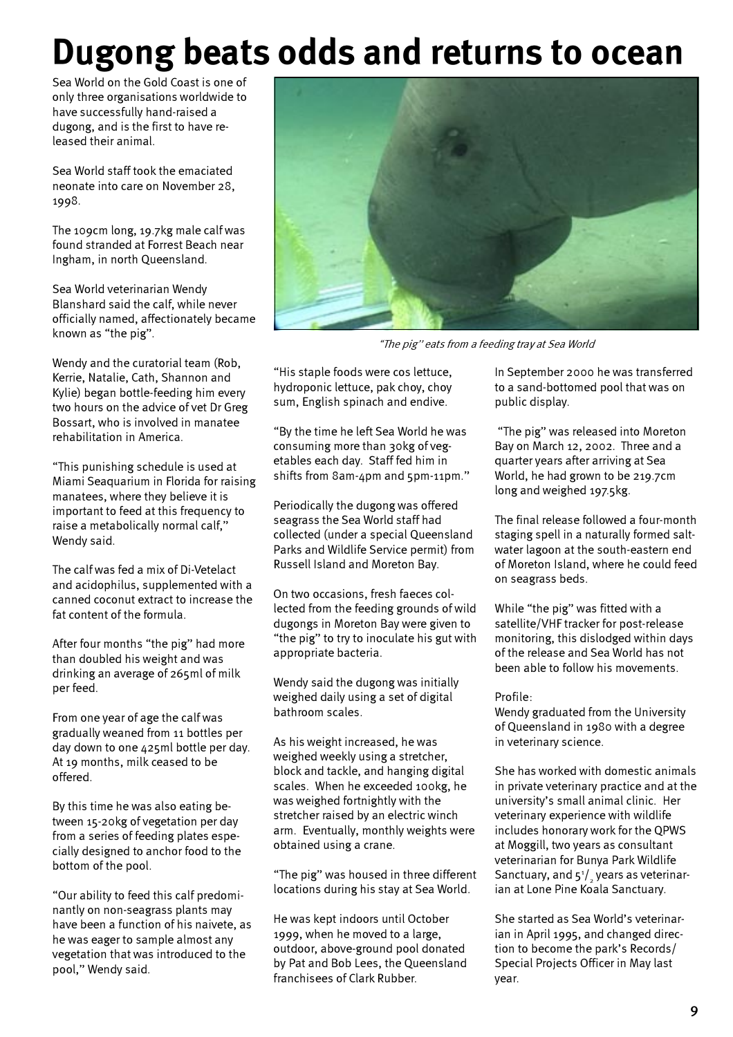# Dugong beats odds and returns to ocean

Sea World on the Gold Coast is one of only three organisations worldwide to have successfully hand-raised a dugong, and is the first to have released their animal.

Sea World staff took the emaciated neonate into care on November 28, 1998.

The 109cm long, 19.7kg male calf was found stranded at Forrest Beach near Ingham, in north Queensland.

Sea World veterinarian Wendy Blanshard said the calf, while never officially named, affectionately became known as "the pig".

Wendy and the curatorial team (Rob, Kerrie, Natalie, Cath, Shannon and Kylie) began bottle-feeding him every two hours on the advice of vet Dr Greg Bossart, who is involved in manatee rehabilitation in America.

"This punishing schedule is used at Miami Seaquarium in Florida for raising manatees, where they believe it is important to feed at this frequency to raise a metabolically normal calf," Wendy said.

The calf was fed a mix of Di-Vetelact and acidophilus, supplemented with a canned coconut extract to increase the fat content of the formula.

After four months "the pig" had more than doubled his weight and was drinking an average of 265ml of milk per feed.

From one year of age the calf was gradually weaned from 11 bottles per day down to one 425ml bottle per day. At 19 months, milk ceased to be offered.

By this time he was also eating between 15-20kg of vegetation per day from a series of feeding plates especially designed to anchor food to the bottom of the pool.

"Our ability to feed this calf predominantly on non-seagrass plants may have been a function of his naivete, as he was eager to sample almost any vegetation that was introduced to the pool," Wendy said.

*"The pig" eats from a feeding tray at Sea World*

"His staple foods were cos lettuce, hydroponic lettuce, pak choy, choy sum, English spinach and endive.

"By the time he left Sea World he was consuming more than 30kg of vegetables each day. Staff fed him in shifts from 8am-4pm and 5pm-11pm."

Periodically the dugong was offered seagrass the Sea World staff had collected (under a special Queensland Parks and Wildlife Service permit) from Russell Island and Moreton Bay.

On two occasions, fresh faeces collected from the feeding grounds of wild dugongs in Moreton Bay were given to "the pig" to try to inoculate his gut with appropriate bacteria.

Wendy said the dugong was initially weighed daily using a set of digital bathroom scales.

As his weight increased, he was weighed weekly using a stretcher, block and tackle, and hanging digital scales. When he exceeded 100kg, he was weighed fortnightly with the stretcher raised by an electric winch arm. Eventually, monthly weights were obtained using a crane.

"The pig" was housed in three different locations during his stay at Sea World.

He was kept indoors until October 1999, when he moved to a large, outdoor, above-ground pool donated by Pat and Bob Lees, the Queensland franchisees of Clark Rubber.

In September 2000 he was transferred to a sand-bottomed pool that was on public display.

"The pig" was released into Moreton Bay on March 12, 2002. Three and a quarter years after arriving at Sea World, he had grown to be 219.7cm long and weighed 197.5kg.

The final release followed a four-month staging spell in a naturally formed saltwater lagoon at the south-eastern end of Moreton Island, where he could feed on seagrass beds.

While "the pig" was fitted with a satellite/VHF tracker for post-release monitoring, this dislodged within days of the release and Sea World has not been able to follow his movements.

Profile:
Wendy graduated from the University of Queensland in 1980 with a degree in veterinary science.

She has worked with domestic animals in private veterinary practice and at the university's small animal clinic. Her veterinary experience with wildlife includes honorary work for the QPWS at Moggill, two years as consultant veterinarian for Bunya Park Wildlife Sanctuary, and 5½ years as veterinarian at Lone Pine Koala Sanctuary.

She started as Sea World's veterinarian in April 1995, and changed direction to become the park's Records/Special Projects Officer in May last year.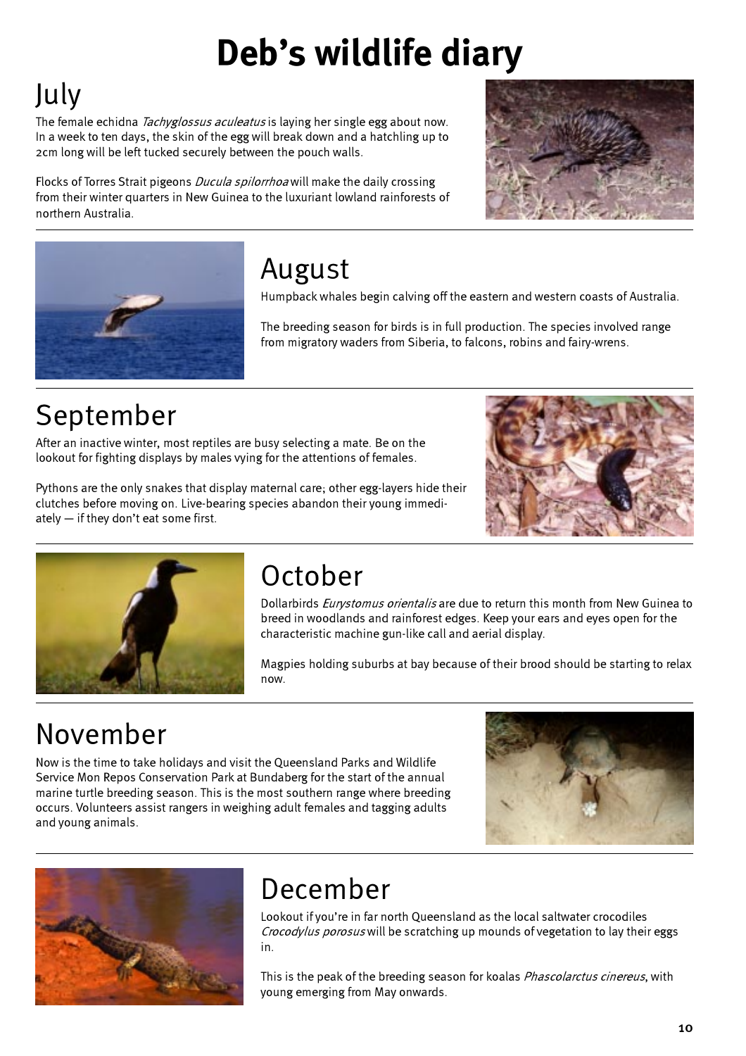# Deb's wildlife diary

## July

The female echidna *Tachyglossus aculeatus* is laying her single egg about now. In a week to ten days, the skin of the egg will break down and a hatchling up to 2cm long will be left tucked securely between the pouch walls.

Flocks of Torres Strait pigeons *Ducula spilorrhoa* will make the daily crossing from their winter quarters in New Guinea to the luxuriant lowland rainforests of northern Australia.

## August

Humpback whales begin calving off the eastern and western coasts of Australia.

The breeding season for birds is in full production. The species involved range from migratory waders from Siberia, to falcons, robins and fairy-wrens.

## September

After an inactive winter, most reptiles are busy selecting a mate. Be on the lookout for fighting displays by males vying for the attentions of females.

Pythons are the only snakes that display maternal care; other egg-layers hide their clutches before moving on. Live-bearing species abandon their young immediately — if they don't eat some first.

## October

Dollarbirds *Eurystomus orientalis* are due to return this month from New Guinea to breed in woodlands and rainforest edges. Keep your ears and eyes open for the characteristic machine gun-like call and aerial display.

Magpies holding suburbs at bay because of their brood should be starting to relax now.

## November

Now is the time to take holidays and visit the Queensland Parks and Wildlife Service Mon Repos Conservation Park at Bundaberg for the start of the annual marine turtle breeding season. This is the most southern range where breeding occurs. Volunteers assist rangers in weighing adult females and tagging adults and young animals.

## December

Lookout if you're in far north Queensland as the local saltwater crocodiles *Crocodylus porosus* will be scratching up mounds of vegetation to lay their eggs in.

This is the peak of the breeding season for koalas *Phascolarctus cinereus*, with young emerging from May onwards.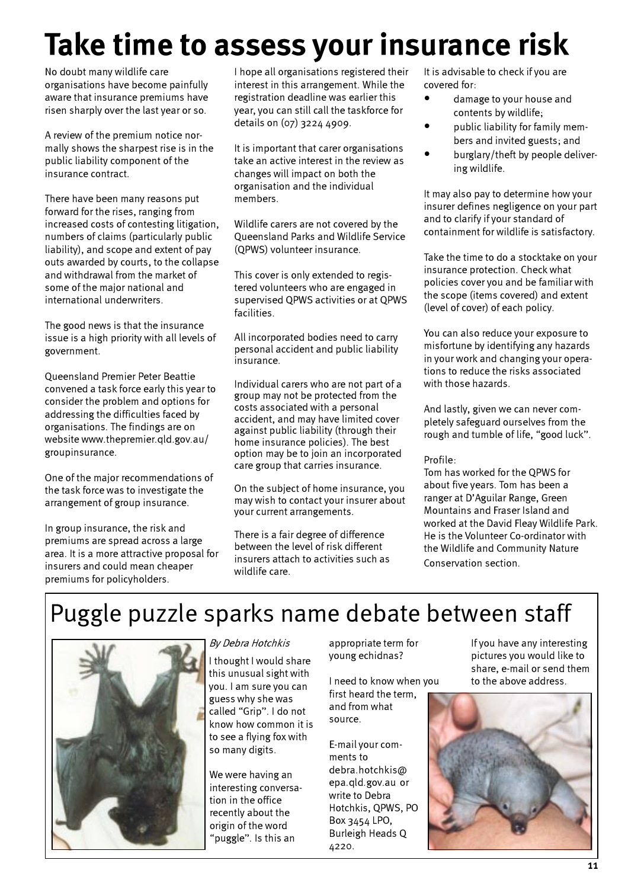# Take time to assess your insurance risk

No doubt many wildlife care organisations have become painfully aware that insurance premiums have risen sharply over the last year or so.

A review of the premium notice normally shows the sharpest rise is in the public liability component of the insurance contract.

There have been many reasons put forward for the rises, ranging from increased costs of contesting litigation, numbers of claims (particularly public liability), and scope and extent of pay outs awarded by courts, to the collapse and withdrawal from the market of some of the major national and international underwriters.

The good news is that the insurance issue is a high priority with all levels of government.

Queensland Premier Peter Beattie convened a task force early this year to consider the problem and options for addressing the difficulties faced by organisations. The findings are on website www.thepremier.qld.gov.au/groupinsurance.

One of the major recommendations of the task force was to investigate the arrangement of group insurance.

In group insurance, the risk and premiums are spread across a large area. It is a more attractive proposal for insurers and could mean cheaper premiums for policyholders.

I hope all organisations registered their interest in this arrangement. While the registration deadline was earlier this year, you can still call the taskforce for details on (07) 3224 4909.

It is important that carer organisations take an active interest in the review as changes will impact on both the organisation and the individual members.

Wildlife carers are not covered by the Queensland Parks and Wildlife Service (QPWS) volunteer insurance.

This cover is only extended to registered volunteers who are engaged in supervised QPWS activities or at QPWS facilities.

All incorporated bodies need to carry personal accident and public liability insurance.

Individual carers who are not part of a group may not be protected from the costs associated with a personal accident, and may have limited cover against public liability (through their home insurance policies). The best option may be to join an incorporated care group that carries insurance.

On the subject of home insurance, you may wish to contact your insurer about your current arrangements.

There is a fair degree of difference between the level of risk different insurers attach to activities such as wildlife care.

It is advisable to check if you are covered for:

- damage to your house and contents by wildlife;
- public liability for family members and invited guests; and
- burglary/theft by people delivering wildlife.

It may also pay to determine how your insurer defines negligence on your part and to clarify if your standard of containment for wildlife is satisfactory.

Take the time to do a stocktake on your insurance protection. Check what policies cover you and be familiar with the scope (items covered) and extent (level of cover) of each policy.

You can also reduce your exposure to misfortune by identifying any hazards in your work and changing your operations to reduce the risks associated with those hazards.

And lastly, given we can never completely safeguard ourselves from the rough and tumble of life, "good luck".

Profile:
Tom has worked for the QPWS for about five years. Tom has been a ranger at D'Aguilar Range, Green Mountains and Fraser Island and worked at the David Fleay Wildlife Park. He is the Volunteer Co-ordinator with the Wildlife and Community Nature Conservation section.

# Puggle puzzle sparks name debate between staff

*By Debra Hotchkis*

I thought I would share this unusual sight with you. I am sure you can guess why she was called "Grip". I do not know how common it is to see a flying fox with so many digits.

We were having an interesting conversation in the office recently about the origin of the word "puggle". Is this an appropriate term for young echidnas?

I need to know when you first heard the term, and from what source.

E-mail your comments to debra.hotchkis@epa.qld.gov.au or write to Debra Hotchkis, QPWS, PO Box 3454 LPO, Burleigh Heads Q 4220.

If you have any interesting pictures you would like to share, e-mail or send them to the above address.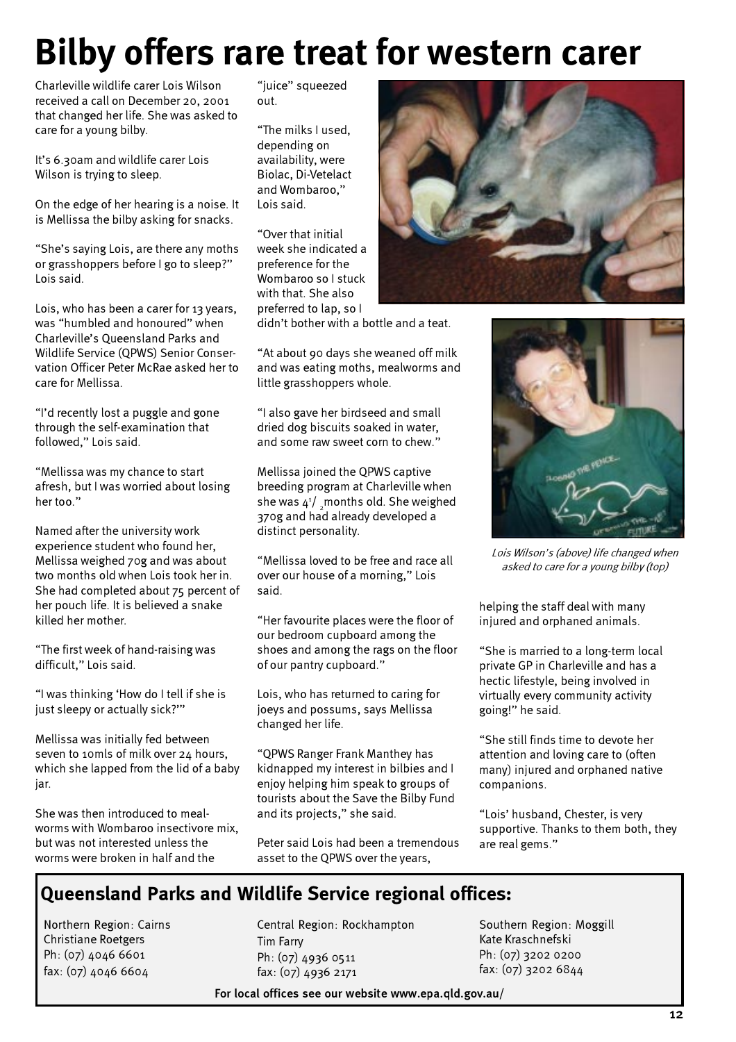# Bilby offers rare treat for western carer

Charleville wildlife carer Lois Wilson received a call on December 20, 2001 that changed her life. She was asked to care for a young bilby.

It's 6.30am and wildlife carer Lois Wilson is trying to sleep.

On the edge of her hearing is a noise. It is Mellissa the bilby asking for snacks.

"She's saying Lois, are there any moths or grasshoppers before I go to sleep?" Lois said.

Lois, who has been a carer for 13 years, was "humbled and honoured" when Charleville's Queensland Parks and Wildlife Service (QPWS) Senior Conservation Officer Peter McRae asked her to care for Mellissa.

"I'd recently lost a puggle and gone through the self-examination that followed," Lois said.

"Mellissa was my chance to start afresh, but I was worried about losing her too."

Named after the university work experience student who found her, Mellissa weighed 70g and was about two months old when Lois took her in. She had completed about 75 percent of her pouch life. It is believed a snake killed her mother.

"The first week of hand-raising was difficult," Lois said.

"I was thinking 'How do I tell if she is just sleepy or actually sick?'"

Mellissa was initially fed between seven to 10mls of milk over 24 hours, which she lapped from the lid of a baby jar.

She was then introduced to meal-worms with Wombaroo insectivore mix, but was not interested unless the worms were broken in half and the "juice" squeezed out.

"The milks I used, depending on availability, were Biolac, Di-Vetelact and Wombaroo," Lois said.

"Over that initial week she indicated a preference for the Wombaroo so I stuck with that. She also preferred to lap, so I didn't bother with a bottle and a teat.

"At about 90 days she weaned off milk and was eating moths, mealworms and little grasshoppers whole.

"I also gave her birdseed and small dried dog biscuits soaked in water, and some raw sweet corn to chew."

Mellissa joined the QPWS captive breeding program at Charleville when she was $4\frac{1}{2}$ months old. She weighed 370g and had already developed a distinct personality.

"Mellissa loved to be free and race all over our house of a morning," Lois said.

"Her favourite places were the floor of our bedroom cupboard among the shoes and among the rags on the floor of our pantry cupboard."

Lois, who has returned to caring for joeys and possums, says Mellissa changed her life.

"QPWS Ranger Frank Manthey has kidnapped my interest in bilbies and I enjoy helping him speak to groups of tourists about the Save the Bilby Fund and its projects," she said.

Peter said Lois had been a tremendous asset to the QPWS over the years, helping the staff deal with many injured and orphaned animals.

*Lois Wilson's (above) life changed when asked to care for a young bilby (top)*

"She is married to a long-term local private GP in Charleville and has a hectic lifestyle, being involved in virtually every community activity going!" he said.

"She still finds time to devote her attention and loving care to (often many) injured and orphaned native companions.

"Lois' husband, Chester, is very supportive. Thanks to them both, they are real gems."

## Queensland Parks and Wildlife Service regional offices:

Northern Region: Cairns
Christiane Roetgers
Ph: (07) 4046 6601
fax: (07) 4046 6604

Central Region: Rockhampton
Tim Farry
Ph: (07) 4936 0511
fax: (07) 4936 2171

Southern Region: Moggill
Kate Kraschnefski
Ph: (07) 3202 0200
fax: (07) 3202 6844

**For local offices see our website www.epa.qld.gov.au/**